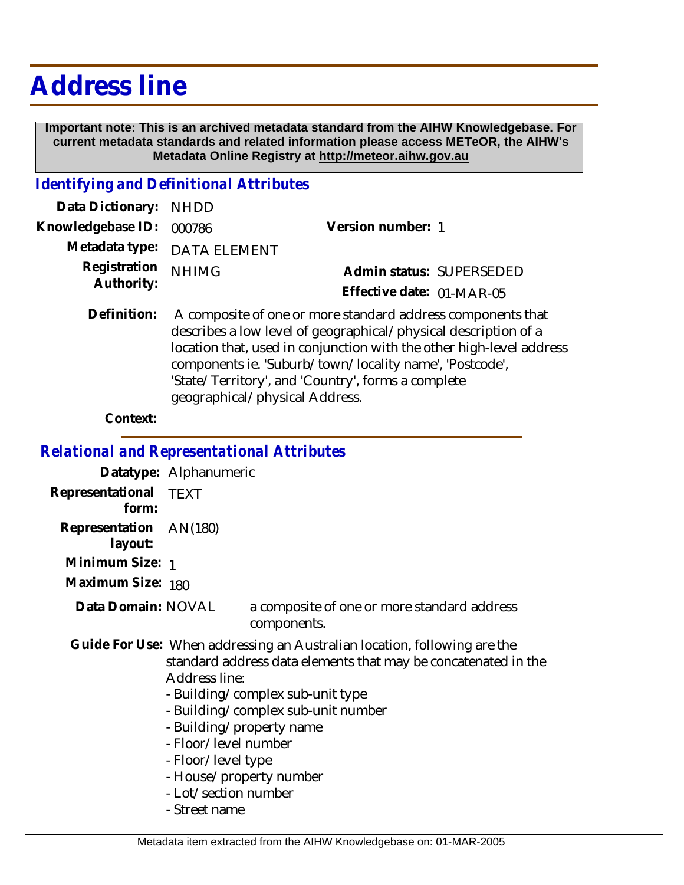# Address line

**Important note: This is an archived metadata standard from the AIHW Knowledgebase. For current metadata standards and related information please access METeOR, the AIHW's Metadata Online Registry at http://meteor.aihw.gov.au**

## *Identifying and Definitional Attributes*

**Data Dictionary:** NHDD

**Knowledgebase ID:** 000786

**Version number:** 1

**Metadata type:** DATA ELEMENT

**Registration Authority:** NHIMG

**Admin status:** SUPERSEDED

**Effective date:** 01-MAR-05

**Definition:** A composite of one or more standard address components that describes a low level of geographical/physical description of a location that, used in conjunction with the other high-level address components ie. 'Suburb/town/locality name', 'Postcode', 'State/Territory', and 'Country', forms a complete geographical/physical Address.

**Context:**

## *Relational and Representational Attributes*

**Datatype:** Alphanumeric

**Representational form:** TEXT

**Representation layout:** AN(180)

**Minimum Size:** 1

**Maximum Size:** 180

**Data Domain:** NOVAL a composite of one or more standard address components.

**Guide For Use:** When addressing an Australian location, following are the standard address data elements that may be concatenated in the Address line:

- Building/complex sub-unit type
- Building/complex sub-unit number
- Building/property name
- Floor/level number
- Floor/level type
- House/property number
- Lot/section number
- Street name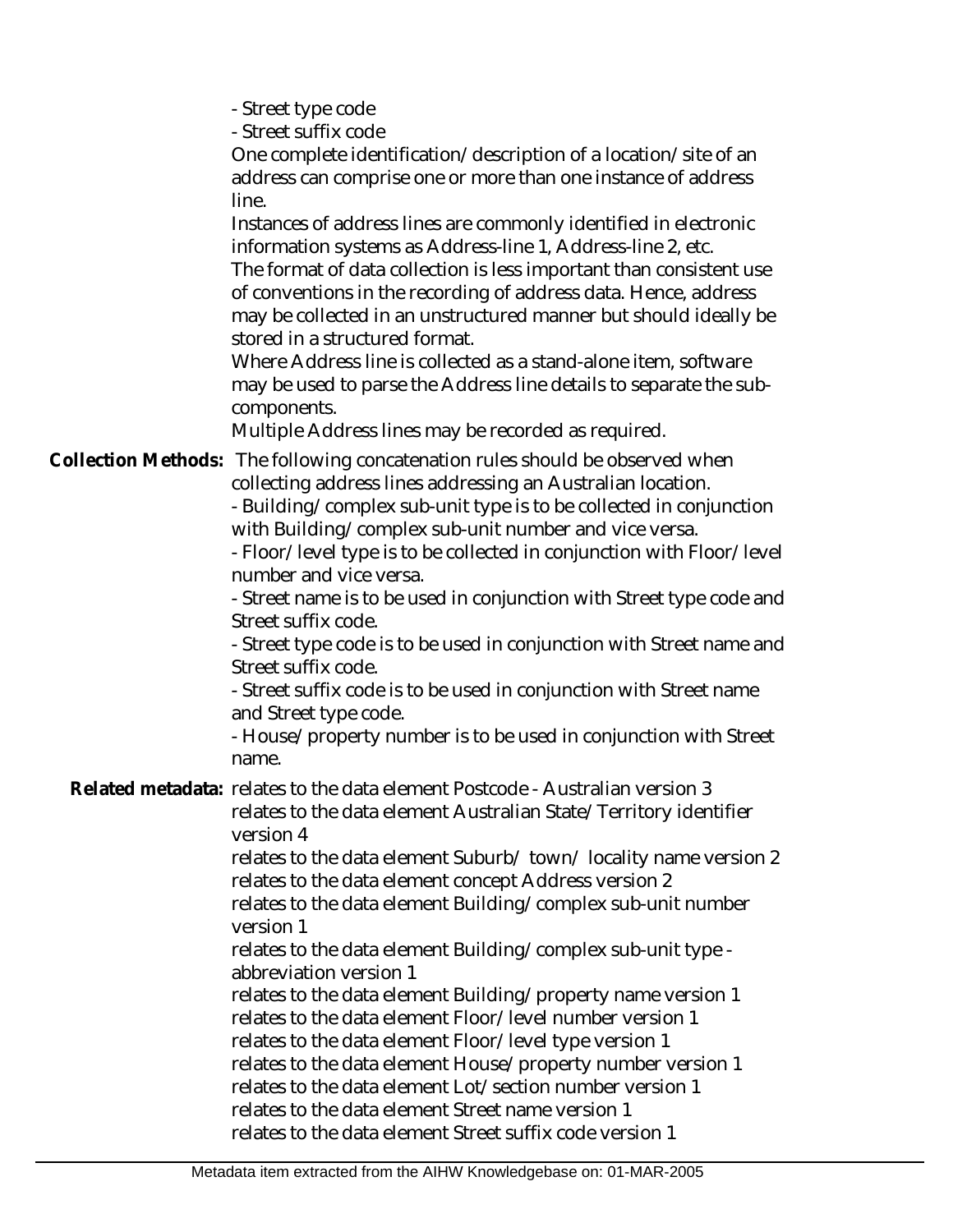- Street type code
- Street suffix code

One complete identification/description of a location/site of an address can comprise one or more than one instance of address line.

Instances of address lines are commonly identified in electronic information systems as Address-line 1, Address-line 2, etc.

The format of data collection is less important than consistent use of conventions in the recording of address data. Hence, address may be collected in an unstructured manner but should ideally be stored in a structured format.

Where Address line is collected as a stand-alone item, software may be used to parse the Address line details to separate the sub-components.

Multiple Address lines may be recorded as required.

**Collection Methods:** The following concatenation rules should be observed when collecting address lines addressing an Australian location.

- Building/complex sub-unit type is to be collected in conjunction with Building/complex sub-unit number and vice versa.
- Floor/level type is to be collected in conjunction with Floor/level number and vice versa.
- Street name is to be used in conjunction with Street type code and Street suffix code.
- Street type code is to be used in conjunction with Street name and Street suffix code.
- Street suffix code is to be used in conjunction with Street name and Street type code.
- House/property number is to be used in conjunction with Street name.

**Related metadata:** relates to the data element Postcode - Australian version 3
relates to the data element Australian State/Territory identifier version 4
relates to the data element Suburb/ town/ locality name version 2
relates to the data element concept Address version 2
relates to the data element Building/complex sub-unit number version 1
relates to the data element Building/complex sub-unit type - abbreviation version 1
relates to the data element Building/property name version 1
relates to the data element Floor/level number version 1
relates to the data element Floor/level type version 1
relates to the data element House/property number version 1
relates to the data element Lot/section number version 1
relates to the data element Street name version 1
relates to the data element Street suffix code version 1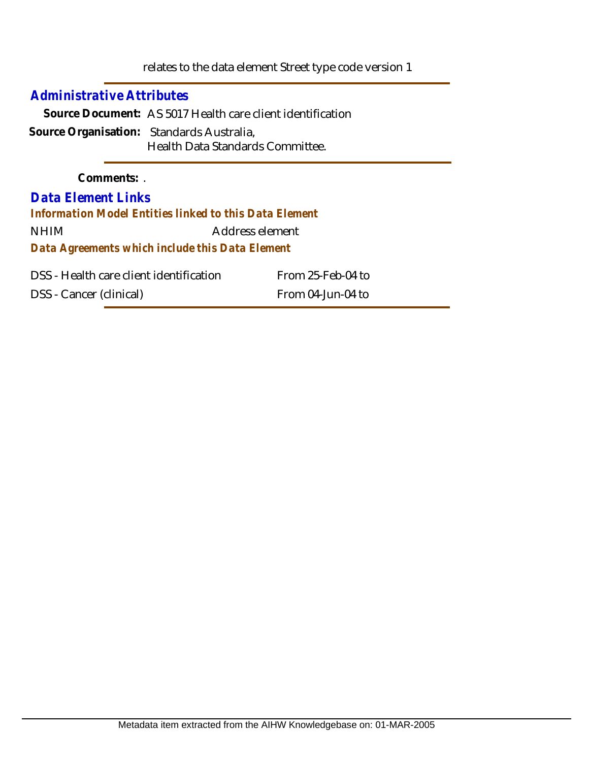relates to the data element Street type code version 1

## Administrative Attributes

**Source Document:** AS 5017 Health care client identification

**Source Organisation:** Standards Australia,
Health Data Standards Committee.

**Comments:** .

## Data Element Links

### Information Model Entities linked to this Data Element

| | |
|---|---|
| NHIM | Address element |

### Data Agreements which include this Data Element

| | |
|---|---|
| DSS - Health care client identification | From 25-Feb-04 to |
| DSS - Cancer (clinical) | From 04-Jun-04 to |

Metadata item extracted from the AIHW Knowledgebase on: 01-MAR-2005